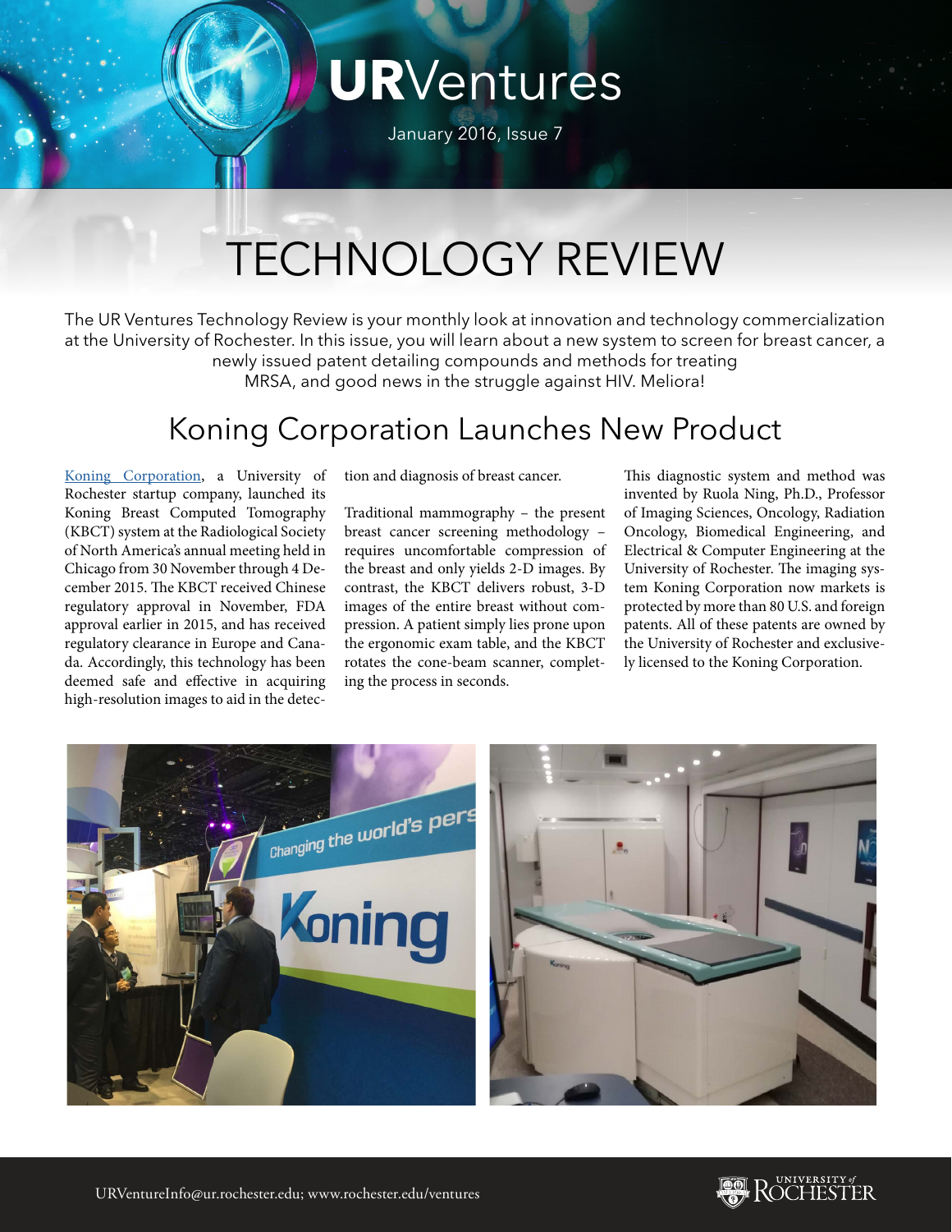# URVentures

January 2016, Issue 7

# TECHNOLOGY REVIEW

The UR Ventures Technology Review is your monthly look at innovation and technology commercialization at the University of Rochester. In this issue, you will learn about a new system to screen for breast cancer, a newly issued patent detailing compounds and methods for treating MRSA, and good news in the struggle against HIV. Meliora!

## Koning Corporation Launches New Product

Koning Corporation, a University of Rochester startup company, launched its Koning Breast Computed Tomography (KBCT) system at the Radiological Society of North America's annual meeting held in Chicago from 30 November through 4 December 2015. The KBCT received Chinese regulatory approval in November, FDA approval earlier in 2015, and has received regulatory clearance in Europe and Canada. Accordingly, this technology has been deemed safe and effective in acquiring high-resolution images to aid in the detection and diagnosis of breast cancer.

Traditional mammography – the present breast cancer screening methodology – requires uncomfortable compression of the breast and only yields 2-D images. By contrast, the KBCT delivers robust, 3-D images of the entire breast without compression. A patient simply lies prone upon the ergonomic exam table, and the KBCT rotates the cone-beam scanner, completing the process in seconds.

This diagnostic system and method was invented by Ruola Ning, Ph.D., Professor of Imaging Sciences, Oncology, Radiation Oncology, Biomedical Engineering, and Electrical & Computer Engineering at the University of Rochester. The imaging system Koning Corporation now markets is protected by more than 80 U.S. and foreign patents. All of these patents are owned by the University of Rochester and exclusively licensed to the Koning Corporation.

URVentureInfo@ur.rochester.edu; www.rochester.edu/ventures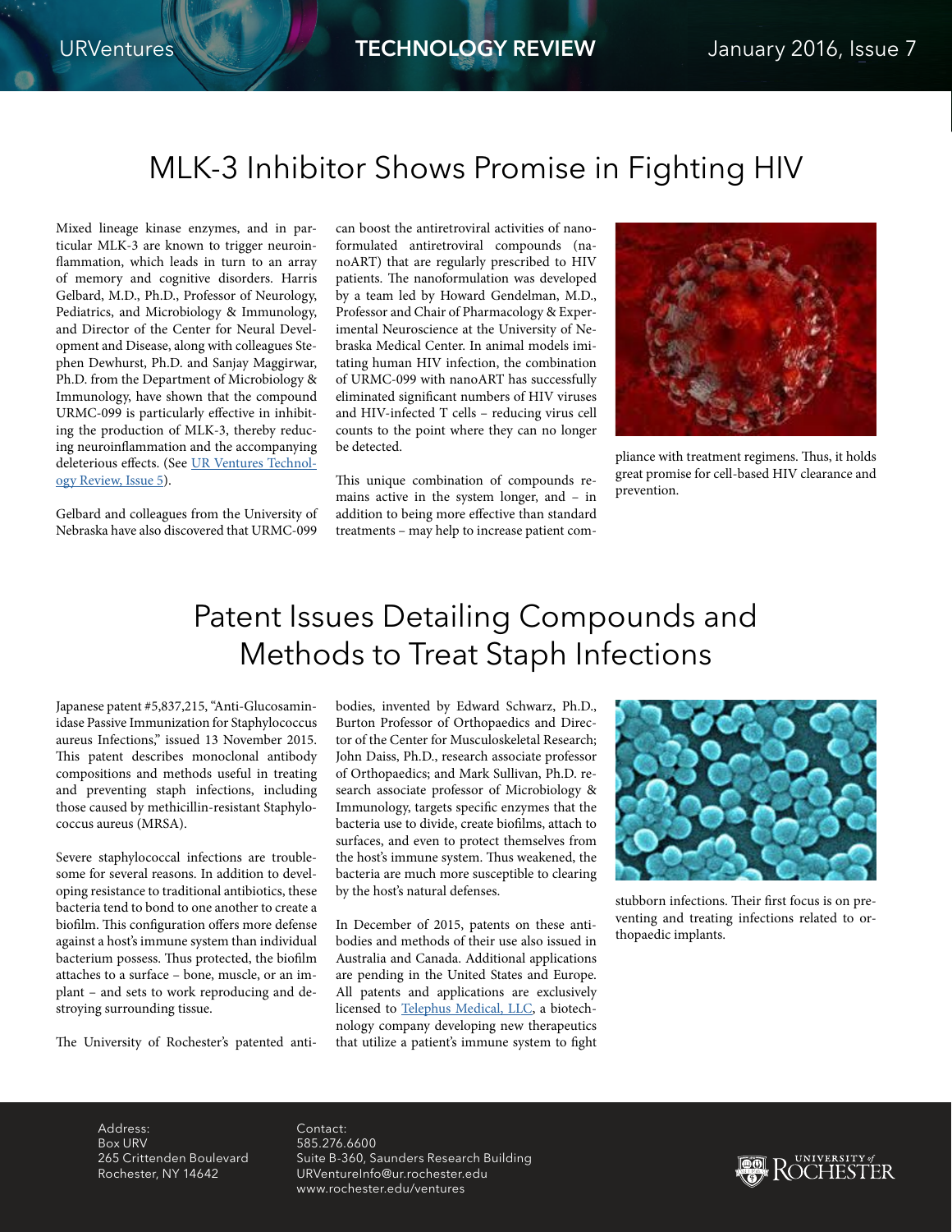# MLK-3 Inhibitor Shows Promise in Fighting HIV

Mixed lineage kinase enzymes, and in particular MLK-3 are known to trigger neuroinflammation, which leads in turn to an array of memory and cognitive disorders. Harris Gelbard, M.D., Ph.D., Professor of Neurology, Pediatrics, and Microbiology & Immunology, and Director of the Center for Neural Development and Disease, along with colleagues Stephen Dewhurst, Ph.D. and Sanjay Maggirwar, Ph.D. from the Department of Microbiology & Immunology, have shown that the compound URMC-099 is particularly effective in inhibiting the production of MLK-3, thereby reducing neuroinflammation and the accompanying deleterious effects. (See UR Ventures Technology Review, Issue 5).

Gelbard and colleagues from the University of Nebraska have also discovered that URMC-099 can boost the antiretroviral activities of nanoformulated antiretroviral compounds (nanoART) that are regularly prescribed to HIV patients. The nanoformulation was developed by a team led by Howard Gendelman, M.D., Professor and Chair of Pharmacology & Experimental Neuroscience at the University of Nebraska Medical Center. In animal models imitating human HIV infection, the combination of URMC-099 with nanoART has successfully eliminated significant numbers of HIV viruses and HIV-infected T cells – reducing virus cell counts to the point where they can no longer be detected.

This unique combination of compounds remains active in the system longer, and – in addition to being more effective than standard treatments – may help to increase patient compliance with treatment regimens. Thus, it holds great promise for cell-based HIV clearance and prevention.

# Patent Issues Detailing Compounds and Methods to Treat Staph Infections

Japanese patent #5,837,215, "Anti-Glucosaminidase Passive Immunization for Staphylococcus aureus Infections," issued 13 November 2015. This patent describes monoclonal antibody compositions and methods useful in treating and preventing staph infections, including those caused by methicillin-resistant Staphylococcus aureus (MRSA).

Severe staphylococcal infections are troublesome for several reasons. In addition to developing resistance to traditional antibiotics, these bacteria tend to bond to one another to create a biofilm. This configuration offers more defense against a host's immune system than individual bacterium possess. Thus protected, the biofilm attaches to a surface – bone, muscle, or an implant – and sets to work reproducing and destroying surrounding tissue.

The University of Rochester's patented antibodies, invented by Edward Schwarz, Ph.D., Burton Professor of Orthopaedics and Director of the Center for Musculoskeletal Research; John Daiss, Ph.D., research associate professor of Orthopaedics; and Mark Sullivan, Ph.D. research associate professor of Microbiology & Immunology, targets specific enzymes that the bacteria use to divide, create biofilms, attach to surfaces, and even to protect themselves from the host's immune system. Thus weakened, the bacteria are much more susceptible to clearing by the host's natural defenses.

In December of 2015, patents on these antibodies and methods of their use also issued in Australia and Canada. Additional applications are pending in the United States and Europe. All patents and applications are exclusively licensed to Telephus Medical, LLC, a biotechnology company developing new therapeutics that utilize a patient's immune system to fight stubborn infections. Their first focus is on preventing and treating infections related to orthopaedic implants.

Address:
Box URV
265 Crittenden Boulevard
Rochester, NY 14642

Contact:
585.276.6600
Suite B-360, Saunders Research Building
URVentureInfo@ur.rochester.edu
www.rochester.edu/ventures